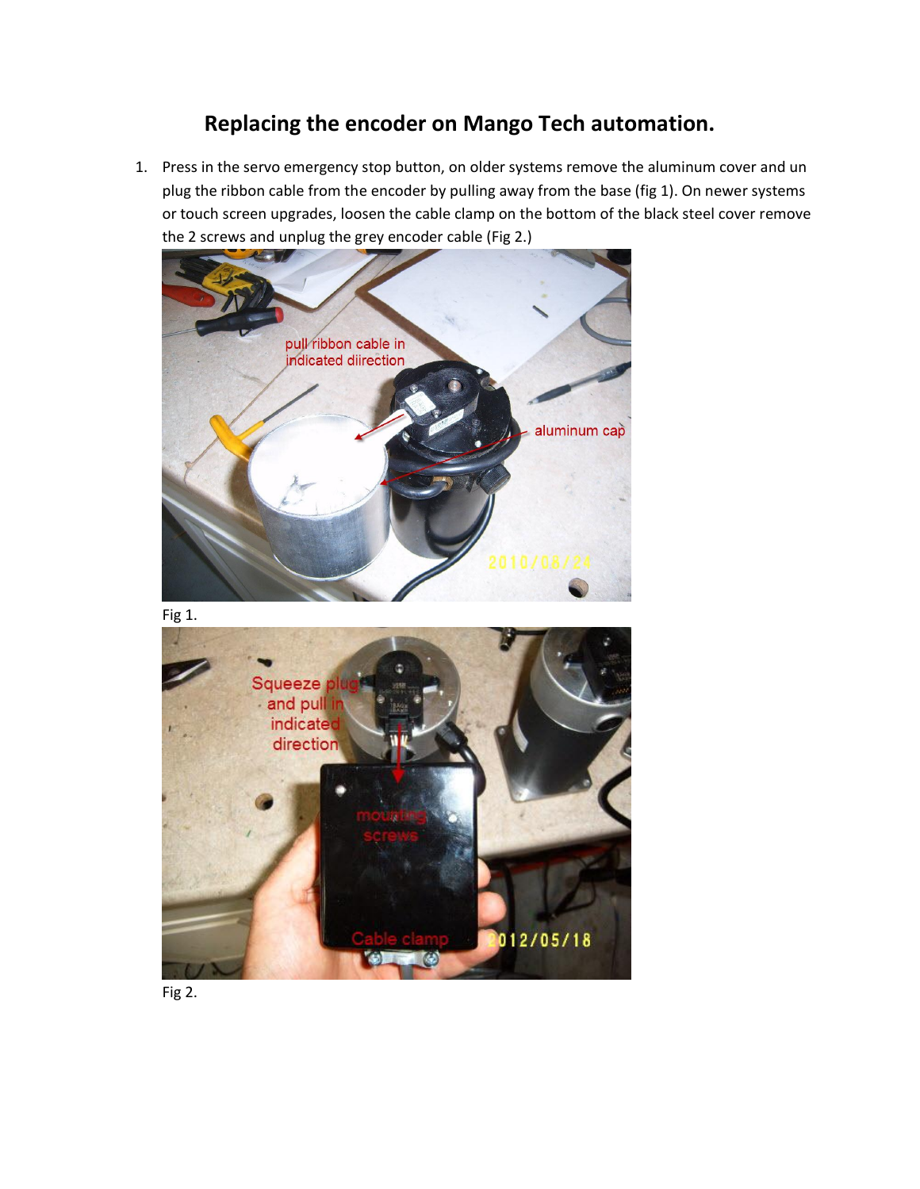# Replacing the encoder on Mango Tech automation.

1. Press in the servo emergency stop button, on older systems remove the aluminum cover and un plug the ribbon cable from the encoder by pulling away from the base (fig 1). On newer systems or touch screen upgrades, loosen the cable clamp on the bottom of the black steel cover remove the 2 screws and unplug the grey encoder cable (Fig 2.)

Fig 1.

Fig 2.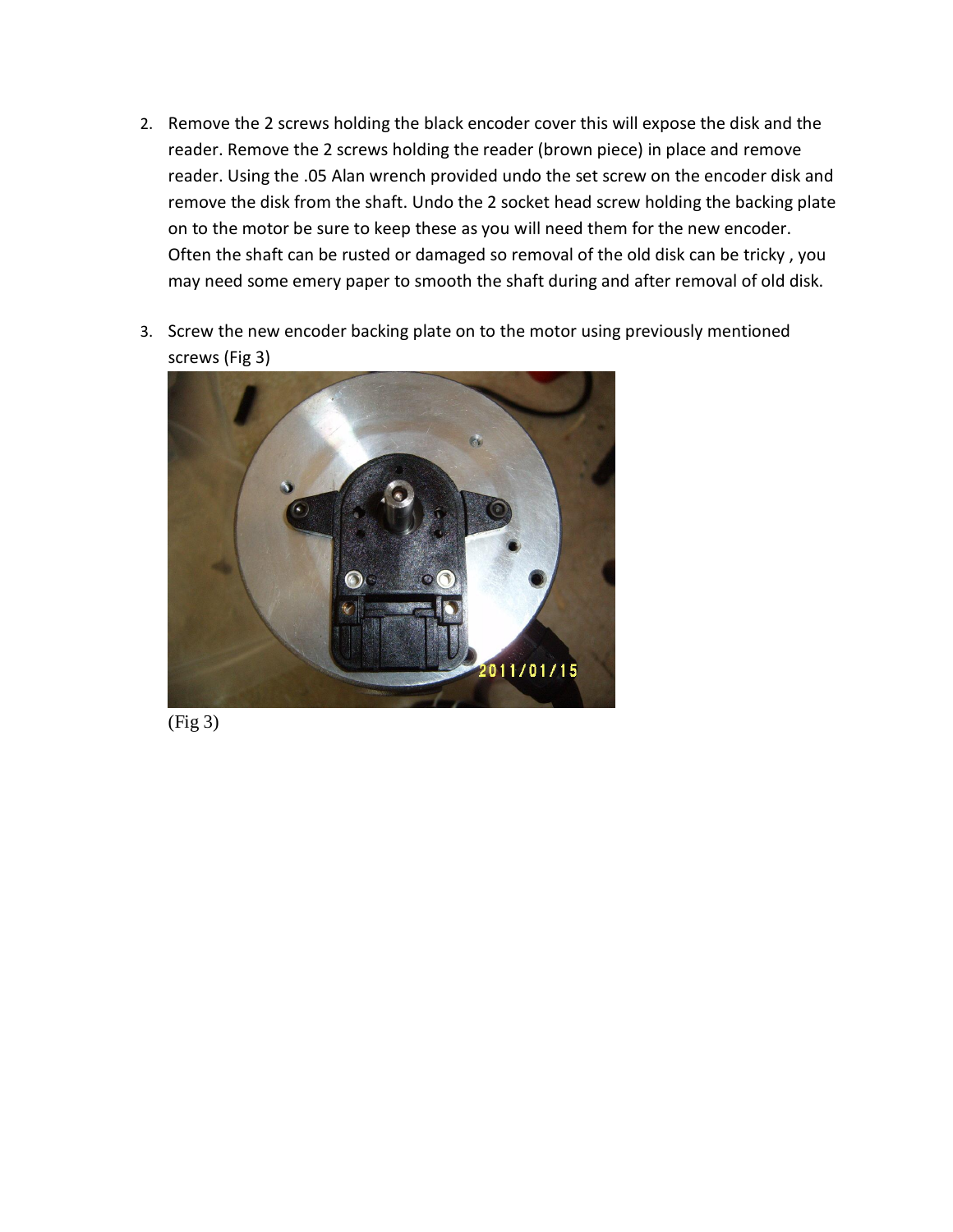2. Remove the 2 screws holding the black encoder cover this will expose the disk and the reader. Remove the 2 screws holding the reader (brown piece) in place and remove reader. Using the .05 Alan wrench provided undo the set screw on the encoder disk and remove the disk from the shaft. Undo the 2 socket head screw holding the backing plate on to the motor be sure to keep these as you will need them for the new encoder. Often the shaft can be rusted or damaged so removal of the old disk can be tricky , you may need some emery paper to smooth the shaft during and after removal of old disk.

3. Screw the new encoder backing plate on to the motor using previously mentioned screws (Fig 3)

(Fig 3)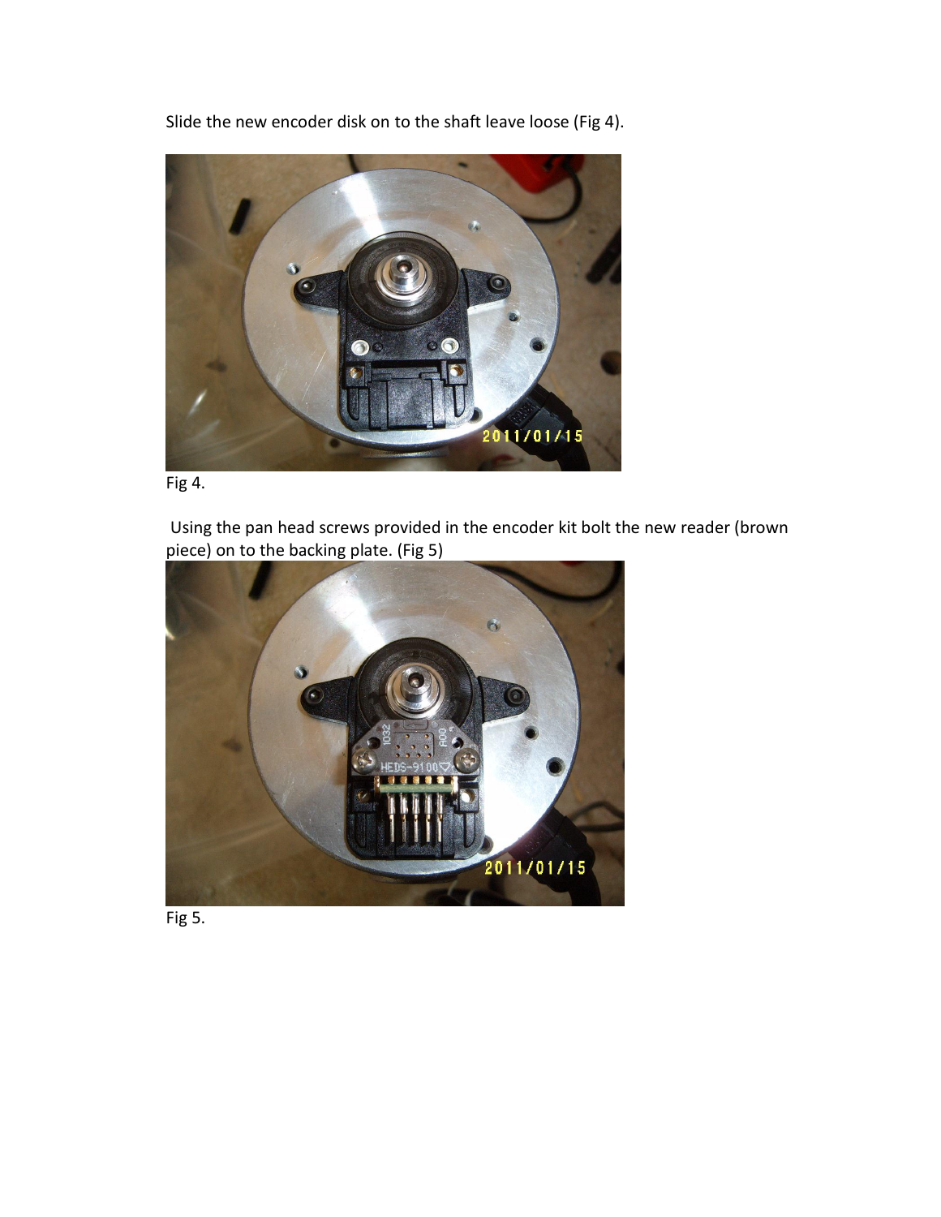Slide the new encoder disk on to the shaft leave loose (Fig 4).

Fig 4.

Using the pan head screws provided in the encoder kit bolt the new reader (brown piece) on to the backing plate. (Fig 5)

Fig 5.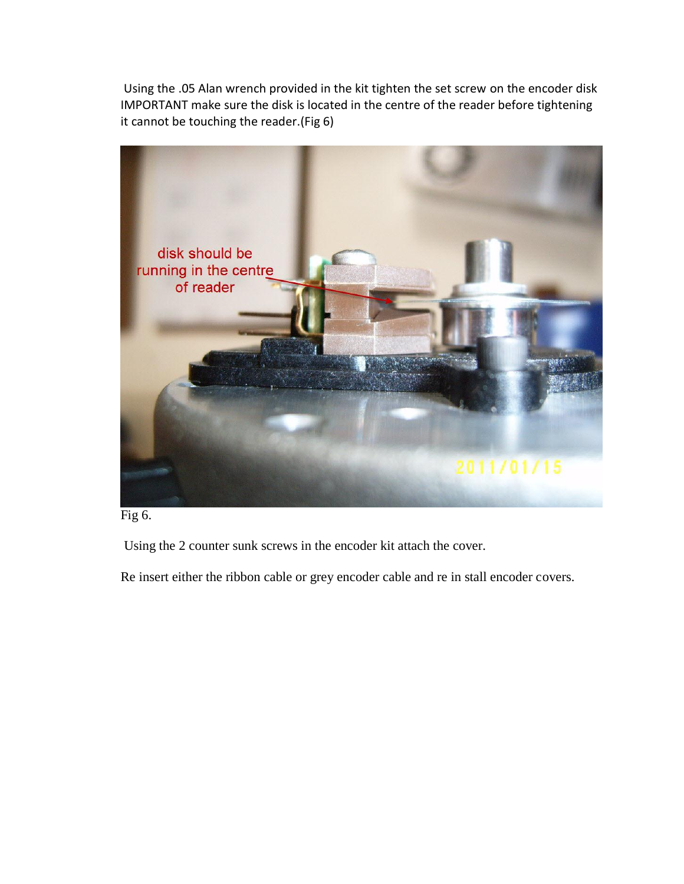Using the .05 Alan wrench provided in the kit tighten the set screw on the encoder disk IMPORTANT make sure the disk is located in the centre of the reader before tightening it cannot be touching the reader.(Fig 6)

Fig 6.

Using the 2 counter sunk screws in the encoder kit attach the cover.

Re insert either the ribbon cable or grey encoder cable and re in stall encoder covers.